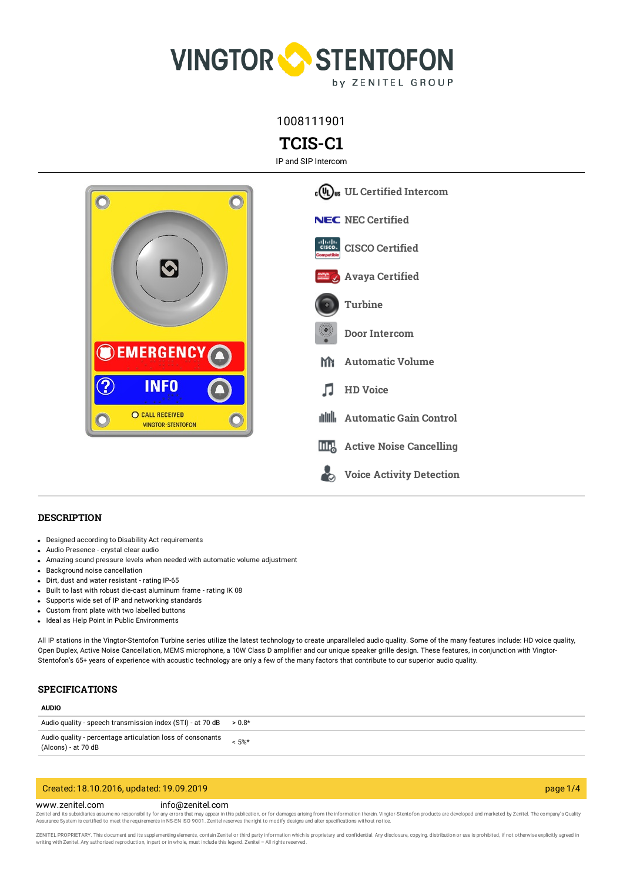1008111901

# TCIS-C1

IP and SIP Intercom

- UL Certified Intercom
- NEC Certified
- CISCO Certified
- Avaya Certified
- Turbine
- Door Intercom
- Automatic Volume
- HD Voice
- Automatic Gain Control
- Active Noise Cancelling
- Voice Activity Detection

## DESCRIPTION

- Designed according to Disability Act requirements
- Audio Presence - crystal clear audio
- Amazing sound pressure levels when needed with automatic volume adjustment
- Background noise cancellation
- Dirt, dust and water resistant - rating IP-65
- Built to last with robust die-cast aluminum frame - rating IK 08
- Supports wide set of IP and networking standards
- Custom front plate with two labelled buttons
- Ideal as Help Point in Public Environments

All IP stations in the Vingtor-Stentofon Turbine series utilize the latest technology to create unparalleled audio quality. Some of the many features include: HD voice quality, Open Duplex, Active Noise Cancellation, MEMS microphone, a 10W Class D amplifier and our unique speaker grille design. These features, in conjunction with Vingtor-Stentofon's 65+ years of experience with acoustic technology are only a few of the many factors that contribute to our superior audio quality.

## SPECIFICATIONS

**AUDIO**

| | |
|---|---|
| Audio quality - speech transmission index (STI) - at 70 dB | > 0.8* |
| Audio quality - percentage articulation loss of consonants (Alcons) - at 70 dB | < 5%* |

Created: 18.10.2016, updated: 19.09.2019

www.zenitel.com info@zenitel.com

Zenitel and its subsidiaries assume no responsibility for any errors that may appear in this publication, or for damages arising from the information therein. Vingtor-Stentofon products are developed and marketed by Zenitel. The company's Quality Assurance System is certified to meet the requirements in NS-EN ISO 9001. Zenitel reserves the right to modify designs and alter specifications without notice.

ZENITEL PROPRIETARY. This document and its supplementing elements, contain Zenitel or third party information which is proprietary and confidential. Any disclosure, copying, distribution or use is prohibited, if not explicitly agreed in writing with Zenitel. Any authorized reproduction, in part or in whole, must include this legend. Zenitel – All rights reserved.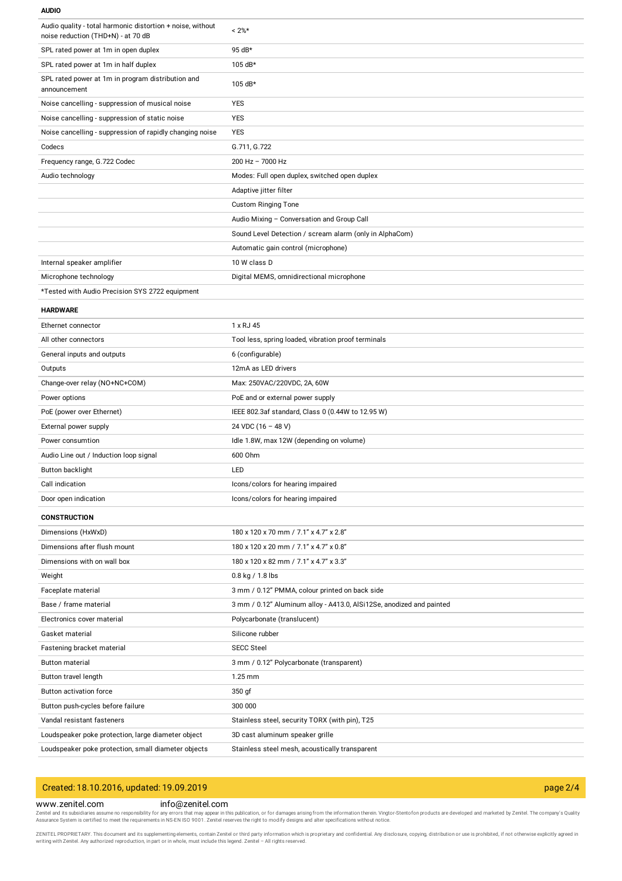**AUDIO**

| | |
|---|---|
| Audio quality - total harmonic distortion + noise, without noise reduction (THD+N) - at 70 dB | < 2%* |
| SPL rated power at 1m in open duplex | 95 dB* |
| SPL rated power at 1m in half duplex | 105 dB* |
| SPL rated power at 1m in program distribution and announcement | 105 dB* |
| Noise cancelling - suppression of musical noise | YES |
| Noise cancelling - suppression of static noise | YES |
| Noise cancelling - suppression of rapidly changing noise | YES |
| Codecs | G.711, G.722 |
| Frequency range, G.722 Codec | 200 Hz – 7000 Hz |
| Audio technology | Modes: Full open duplex, switched open duplex |
| | Adaptive jitter filter |
| | Custom Ringing Tone |
| | Audio Mixing – Conversation and Group Call |
| | Sound Level Detection / scream alarm (only in AlphaCom) |
| | Automatic gain control (microphone) |
| Internal speaker amplifier | 10 W class D |
| Microphone technology | Digital MEMS, omnidirectional microphone |
| *Tested with Audio Precision SYS 2722 equipment | |

**HARDWARE**

| | |
|---|---|
| Ethernet connector | 1 x RJ 45 |
| All other connectors | Tool less, spring loaded, vibration proof terminals |
| General inputs and outputs | 6 (configurable) |
| Outputs | 12mA as LED drivers |
| Change-over relay (NO+NC+COM) | Max: 250VAC/220VDC, 2A, 60W |
| Power options | PoE and or external power supply |
| PoE (power over Ethernet) | IEEE 802.3af standard, Class 0 (0.44W to 12.95 W) |
| External power supply | 24 VDC (16 – 48 V) |
| Power consumtion | Idle 1.8W, max 12W (depending on volume) |
| Audio Line out / Induction loop signal | 600 Ohm |
| Button backlight | LED |
| Call indication | Icons/colors for hearing impaired |
| Door open indication | Icons/colors for hearing impaired |

**CONSTRUCTION**

| | |
|---|---|
| Dimensions (HxWxD) | 180 x 120 x 70 mm / 7.1" x 4.7" x 2.8" |
| Dimensions after flush mount | 180 x 120 x 20 mm / 7.1" x 4.7" x 0.8" |
| Dimensions with on wall box | 180 x 120 x 82 mm / 7.1" x 4.7" x 3.3" |
| Weight | 0.8 kg / 1.8 lbs |
| Faceplate material | 3 mm / 0.12" PMMA, colour printed on back side |
| Base / frame material | 3 mm / 0.12" Aluminum alloy - A413.0, AlSi12Se, anodized and painted |
| Electronics cover material | Polycarbonate (translucent) |
| Gasket material | Silicone rubber |
| Fastening bracket material | SECC Steel |
| Button material | 3 mm / 0.12" Polycarbonate (transparent) |
| Button travel length | 1.25 mm |
| Button activation force | 350 gf |
| Button push-cycles before failure | 300 000 |
| Vandal resistant fasteners | Stainless steel, security TORX (with pin), T25 |
| Loudspeaker poke protection, large diameter object | 3D cast aluminum speaker grille |
| Loudspeaker poke protection, small diameter objects | Stainless steel mesh, acoustically transparent |

Created: 18.10.2016, updated: 19.09.2019

www.zenitel.com info@zenitel.com

Zenitel and its subsidiaries assume no responsibility for any errors that may appear in this publication, or for damages arising from the information therein. Vingtor-Stentofon products are developed and marketed by Zenitel. The company's Quality Assurance System is certified to meet the requirements in NS-EN ISO 9001. Zenitel reserves the right to modify designs and alter specifications without notice.

ZENITEL PROPRIETARY. This document and its supplementing elements, contain Zenitel or third party information which is proprietary and confidential. Any disclosure, copying, distribution or use is prohibited, if not otherwise explicitly agreed in writing with Zenitel. Any authorized reproduction, in part or in whole, must include this legend. Zenitel – All rights reserved.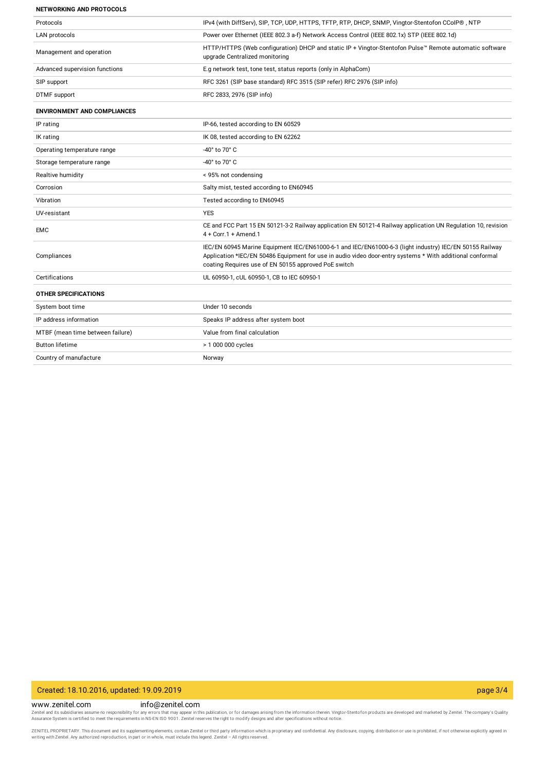#### NETWORKING AND PROTOCOLS

| | |
|---|---|
| Protocols | IPv4 (with DiffServ), SIP, TCP, UDP, HTTPS, TFTP, RTP, DHCP, SNMP, Vingtor-Stentofon CCoIP® , NTP |
| LAN protocols | Power over Ethernet (IEEE 802.3 a-f) Network Access Control (IEEE 802.1x) STP (IEEE 802.1d) |
| Management and operation | HTTP/HTTPS (Web configuration) DHCP and static IP + Vingtor-Stentofon Pulse™ Remote automatic software upgrade Centralized monitoring |
| Advanced supervision functions | E.g network test, tone test, status reports (only in AlphaCom) |
| SIP support | RFC 3261 (SIP base standard) RFC 3515 (SIP refer) RFC 2976 (SIP info) |
| DTMF support | RFC 2833, 2976 (SIP info) |

#### ENVIRONMENT AND COMPLIANCES

| | |
|---|---|
| IP rating | IP-66, tested according to EN 60529 |
| IK rating | IK 08, tested according to EN 62262 |
| Operating temperature range | -40° to 70° C |
| Storage temperature range | -40° to 70° C |
| Realtive humidity | < 95% not condensing |
| Corrosion | Salty mist, tested according to EN60945 |
| Vibration | Tested according to EN60945 |
| UV-resistant | YES |
| EMC | CE and FCC Part 15 EN 50121-3-2 Railway application EN 50121-4 Railway application UN Regulation 10, revision 4 + Corr.1 + Amend.1 |
| Compliances | IEC/EN 60945 Marine Equipment IEC/EN61000-6-1 and IEC/EN61000-6-3 (light industry) IEC/EN 50155 Railway Application *IEC/EN 50486 Equipment for use in audio video door-entry systems * With additional conformal coating Requires use of EN 50155 approved PoE switch |
| Certifications | UL 60950-1, cUL 60950-1, CB to IEC 60950-1 |

#### OTHER SPECIFICATIONS

| | |
|---|---|
| System boot time | Under 10 seconds |
| IP address information | Speaks IP address after system boot |
| MTBF (mean time between failure) | Value from final calculation |
| Button lifetime | > 1 000 000 cycles |
| Country of manufacture | Norway |

Created: 18.10.2016, updated: 19.09.2019

www.zenitel.com info@zenitel.com

Zenitel and its subsidiaries assume no responsibility for any errors that may appear in this publication, or for damages arising from the information therein. Vingtor-Stentofon products are developed and marketed by Zenitel. The company's Quality Assurance System is certified to meet the requirements in NS-EN ISO 9001. Zenitel reserves the right to modify designs and alter specifications without notice.

ZENITEL PROPRIETARY. This document and its supplementing elements, contain Zenitel or third party information which is proprietary and confidential. Any disclosure, copying, distribution or use is prohibited, if not otherwise explicitly agreed in writing with Zenitel. Any authorized reproduction, in part or in whole, must include this legend. Zenitel – All rights reserved.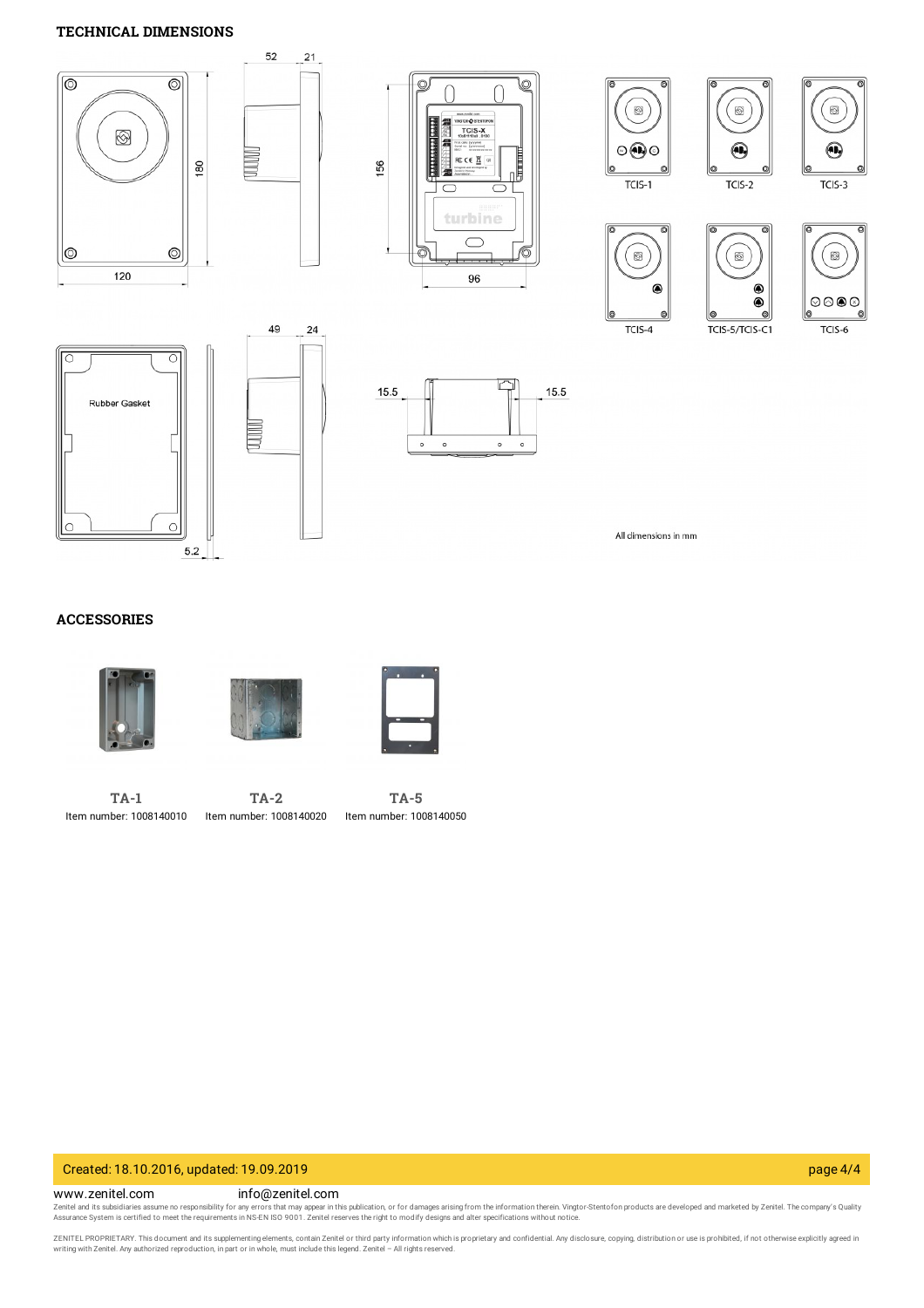## TECHNICAL DIMENSIONS

52
21
180
120
156
96
TCIS-1
TCIS-2
TCIS-3
TCIS-4
TCIS-5/TCIS-C1
TCIS-6
49
24
Rubber Gasket
5.2
15.5
15.5

All dimensions in mm

## ACCESSORIES

**TA-1**
Item number: 1008140010

**TA-2**
Item number: 1008140020

**TA-5**
Item number: 1008140050

Created: 18.10.2016, updated: 19.09.2019

www.zenitel.com info@zenitel.com

Zenitel and its subsidiaries assume no responsibility for any errors that may appear in this publication, or for damages arising from the information therein. Vingtor-Stentofon products are developed and marketed by Zenitel. The company's Quality Assurance System is certified to meet the requirements in NS-EN ISO 9001. Zenitel reserves the right to modify designs and alter specifications without notice.

ZENITEL PROPRIETARY. This document and its supplementing elements, contain Zenitel or third party information which is proprietary and confidential. Any disclosure, copying, distribution or use is prohibited, if not otherwise explicitly agreed in writing with Zenitel. Any authorized reproduction, in part or in whole, must include this legend. Zenitel – All rights reserved.